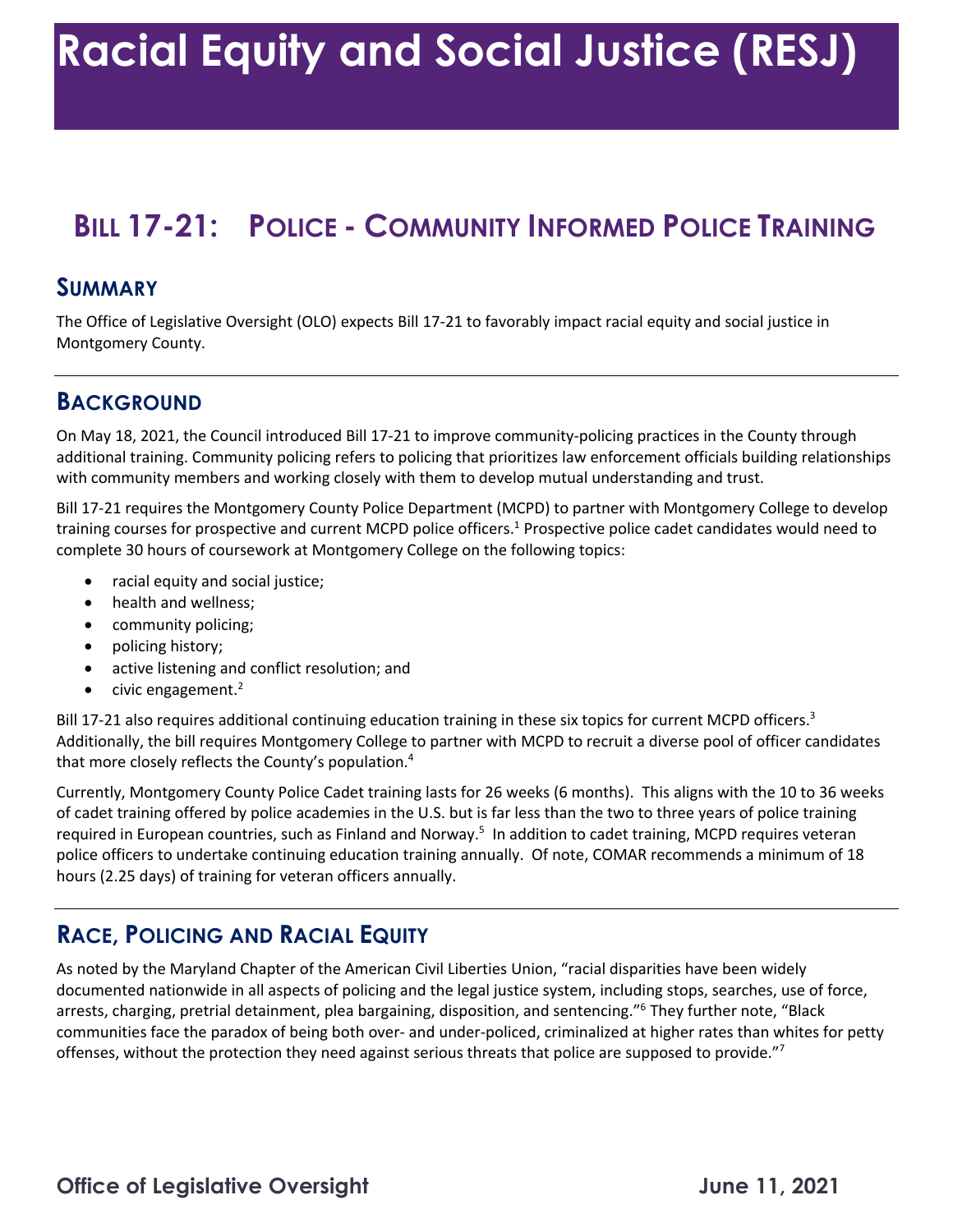# Racial Equity and Social Justice (RESJ)

## Bill 17-21: Police - Community Informed Police Training

### Summary

The Office of Legislative Oversight (OLO) expects Bill 17-21 to favorably impact racial equity and social justice in Montgomery County.

### Background

On May 18, 2021, the Council introduced Bill 17-21 to improve community-policing practices in the County through additional training. Community policing refers to policing that prioritizes law enforcement officials building relationships with community members and working closely with them to develop mutual understanding and trust.

Bill 17-21 requires the Montgomery County Police Department (MCPD) to partner with Montgomery College to develop training courses for prospective and current MCPD police officers.[1] Prospective police cadet candidates would need to complete 30 hours of coursework at Montgomery College on the following topics:

- racial equity and social justice;
- health and wellness;
- community policing;
- policing history;
- active listening and conflict resolution; and
- civic engagement.[2]

Bill 17-21 also requires additional continuing education training in these six topics for current MCPD officers.[3] Additionally, the bill requires Montgomery College to partner with MCPD to recruit a diverse pool of officer candidates that more closely reflects the County's population.[4]

Currently, Montgomery County Police Cadet training lasts for 26 weeks (6 months). This aligns with the 10 to 36 weeks of cadet training offered by police academies in the U.S. but is far less than the two to three years of police training required in European countries, such as Finland and Norway.[5] In addition to cadet training, MCPD requires veteran police officers to undertake continuing education training annually. Of note, COMAR recommends a minimum of 18 hours (2.25 days) of training for veteran officers annually.

### Race, Policing and Racial Equity

As noted by the Maryland Chapter of the American Civil Liberties Union, "racial disparities have been widely documented nationwide in all aspects of policing and the legal justice system, including stops, searches, use of force, arrests, charging, pretrial detainment, plea bargaining, disposition, and sentencing."[6] They further note, "Black communities face the paradox of being both over- and under-policed, criminalized at higher rates than whites for petty offenses, without the protection they need against serious threats that police are supposed to provide."[7]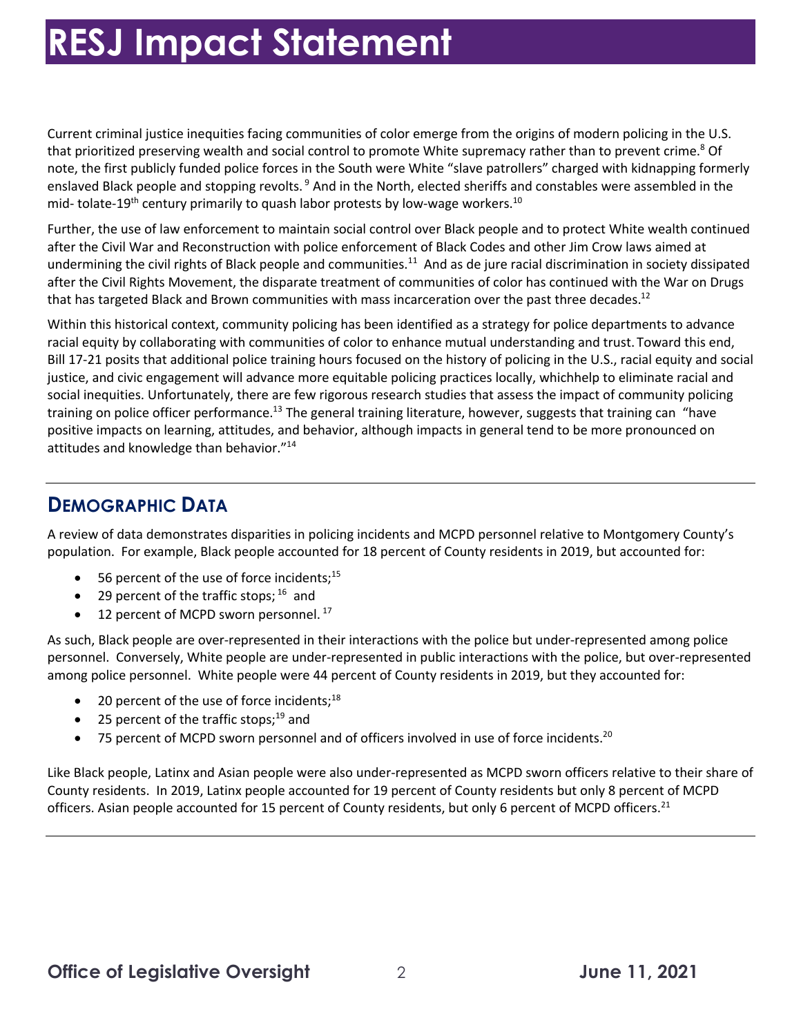# RESJ Impact Statement

Current criminal justice inequities facing communities of color emerge from the origins of modern policing in the U.S. that prioritized preserving wealth and social control to promote White supremacy rather than to prevent crime.[8] Of note, the first publicly funded police forces in the South were White "slave patrollers" charged with kidnapping formerly enslaved Black people and stopping revolts.[9] And in the North, elected sheriffs and constables were assembled in the mid- tolate-19th century primarily to quash labor protests by low-wage workers.[10]

Further, the use of law enforcement to maintain social control over Black people and to protect White wealth continued after the Civil War and Reconstruction with police enforcement of Black Codes and other Jim Crow laws aimed at undermining the civil rights of Black people and communities.[11] And as de jure racial discrimination in society dissipated after the Civil Rights Movement, the disparate treatment of communities of color has continued with the War on Drugs that has targeted Black and Brown communities with mass incarceration over the past three decades.[12]

Within this historical context, community policing has been identified as a strategy for police departments to advance racial equity by collaborating with communities of color to enhance mutual understanding and trust. Toward this end, Bill 17-21 posits that additional police training hours focused on the history of policing in the U.S., racial equity and social justice, and civic engagement will advance more equitable policing practices locally, whichhelp to eliminate racial and social inequities. Unfortunately, there are few rigorous research studies that assess the impact of community policing training on police officer performance.[13] The general training literature, however, suggests that training can "have positive impacts on learning, attitudes, and behavior, although impacts in general tend to be more pronounced on attitudes and knowledge than behavior."[14]

## Demographic Data

A review of data demonstrates disparities in policing incidents and MCPD personnel relative to Montgomery County's population. For example, Black people accounted for 18 percent of County residents in 2019, but accounted for:

- 56 percent of the use of force incidents;[15]
- 29 percent of the traffic stops;[16] and
- 12 percent of MCPD sworn personnel.[17]

As such, Black people are over-represented in their interactions with the police but under-represented among police personnel. Conversely, White people are under-represented in public interactions with the police, but over-represented among police personnel. White people were 44 percent of County residents in 2019, but they accounted for:

- 20 percent of the use of force incidents;[18]
- 25 percent of the traffic stops;[19] and
- 75 percent of MCPD sworn personnel and of officers involved in use of force incidents.[20]

Like Black people, Latinx and Asian people were also under-represented as MCPD sworn officers relative to their share of County residents. In 2019, Latinx people accounted for 19 percent of County residents but only 8 percent of MCPD officers. Asian people accounted for 15 percent of County residents, but only 6 percent of MCPD officers.[21]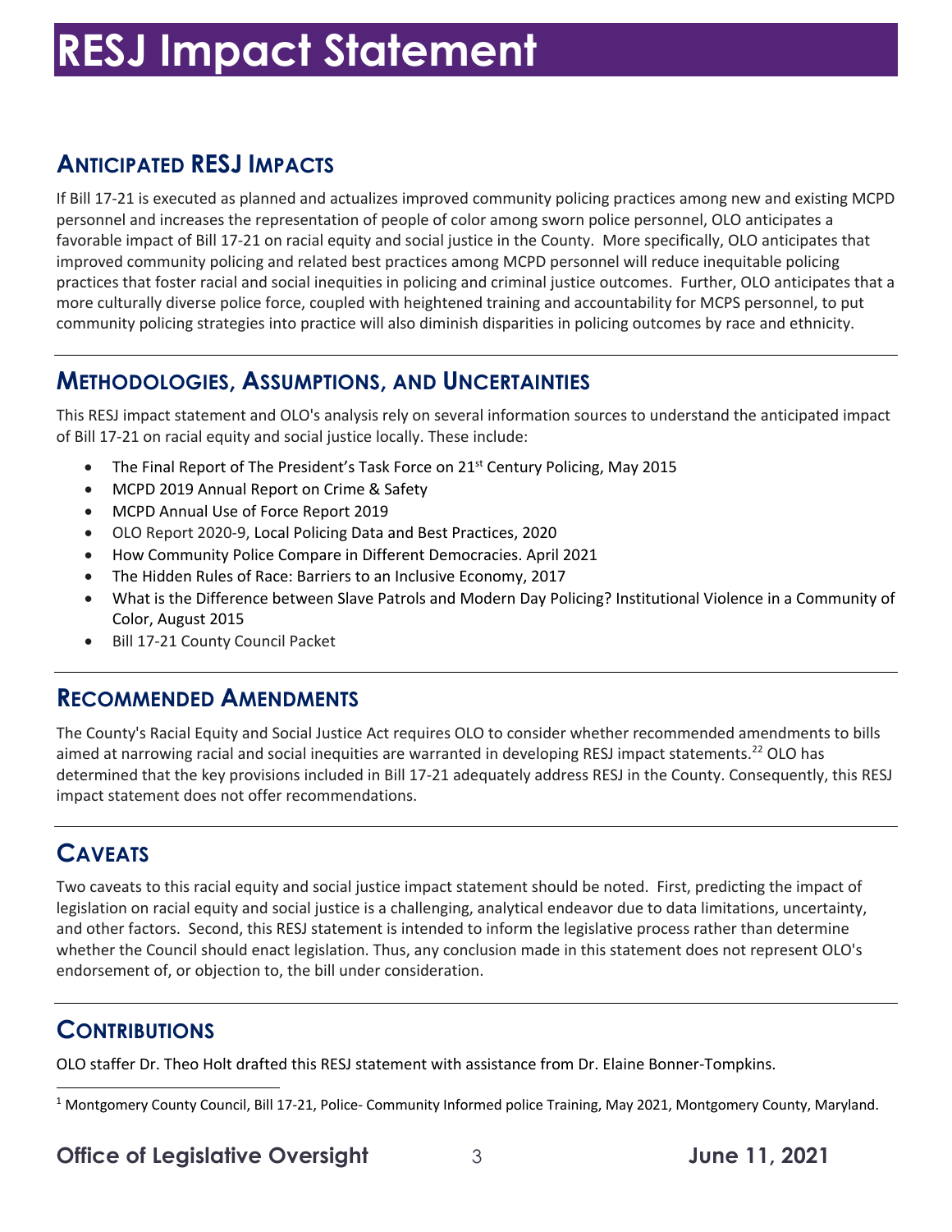# RESJ Impact Statement

## Anticipated RESJ Impacts

If Bill 17-21 is executed as planned and actualizes improved community policing practices among new and existing MCPD personnel and increases the representation of people of color among sworn police personnel, OLO anticipates a favorable impact of Bill 17-21 on racial equity and social justice in the County. More specifically, OLO anticipates that improved community policing and related best practices among MCPD personnel will reduce inequitable policing practices that foster racial and social inequities in policing and criminal justice outcomes. Further, OLO anticipates that a more culturally diverse police force, coupled with heightened training and accountability for MCPS personnel, to put community policing strategies into practice will also diminish disparities in policing outcomes by race and ethnicity.

## Methodologies, Assumptions, and Uncertainties

This RESJ impact statement and OLO's analysis rely on several information sources to understand the anticipated impact of Bill 17-21 on racial equity and social justice locally. These include:

- The Final Report of The President's Task Force on 21st Century Policing, May 2015
- MCPD 2019 Annual Report on Crime & Safety
- MCPD Annual Use of Force Report 2019
- OLO Report 2020-9, Local Policing Data and Best Practices, 2020
- How Community Police Compare in Different Democracies. April 2021
- The Hidden Rules of Race: Barriers to an Inclusive Economy, 2017
- What is the Difference between Slave Patrols and Modern Day Policing? Institutional Violence in a Community of Color, August 2015
- Bill 17-21 County Council Packet

## Recommended Amendments

The County's Racial Equity and Social Justice Act requires OLO to consider whether recommended amendments to bills aimed at narrowing racial and social inequities are warranted in developing RESJ impact statements.[22] OLO has determined that the key provisions included in Bill 17-21 adequately address RESJ in the County. Consequently, this RESJ impact statement does not offer recommendations.

## Caveats

Two caveats to this racial equity and social justice impact statement should be noted. First, predicting the impact of legislation on racial equity and social justice is a challenging, analytical endeavor due to data limitations, uncertainty, and other factors. Second, this RESJ statement is intended to inform the legislative process rather than determine whether the Council should enact legislation. Thus, any conclusion made in this statement does not represent OLO's endorsement of, or objection to, the bill under consideration.

## Contributions

OLO staffer Dr. Theo Holt drafted this RESJ statement with assistance from Dr. Elaine Bonner-Tompkins.

---

[1] Montgomery County Council, Bill 17-21, Police- Community Informed police Training, May 2021, Montgomery County, Maryland.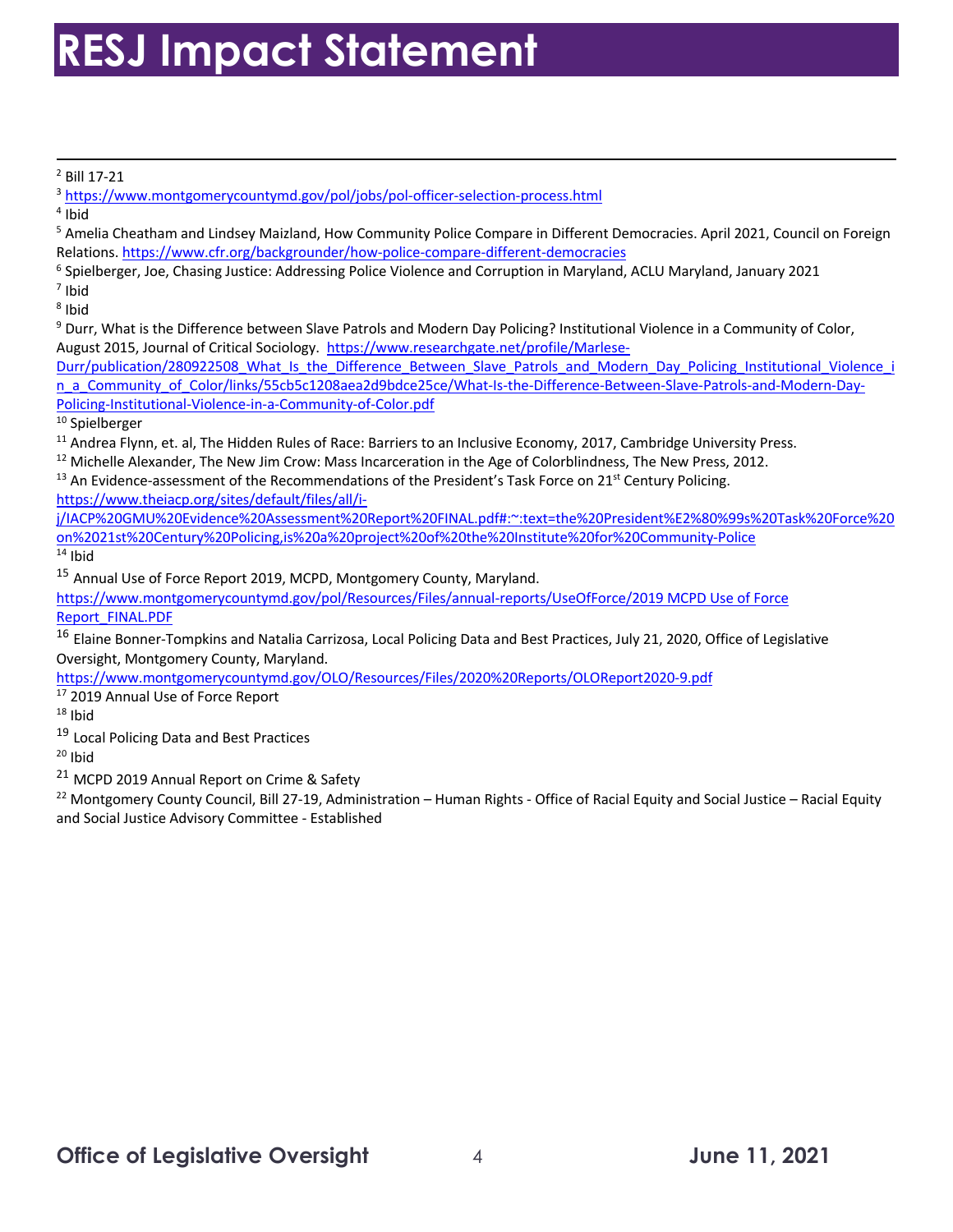# RESJ Impact Statement

[2] Bill 17-21

[3] https://www.montgomerycountymd.gov/pol/jobs/pol-officer-selection-process.html

[4] Ibid

[5] Amelia Cheatham and Lindsey Maizland, How Community Police Compare in Different Democracies. April 2021, Council on Foreign Relations. https://www.cfr.org/backgrounder/how-police-compare-different-democracies

[6] Spielberger, Joe, Chasing Justice: Addressing Police Violence and Corruption in Maryland, ACLU Maryland, January 2021

[7] Ibid

[8] Ibid

[9] Durr, What is the Difference between Slave Patrols and Modern Day Policing? Institutional Violence in a Community of Color, August 2015, Journal of Critical Sociology. https://www.researchgate.net/profile/Marlese-Durr/publication/280922508_What_Is_the_Difference_Between_Slave_Patrols_and_Modern_Day_Policing_Institutional_Violence_in_a_Community_of_Color/links/55cb5c1208aea2d9bdce25ce/What-Is-the-Difference-Between-Slave-Patrols-and-Modern-Day-Policing-Institutional-Violence-in-a-Community-of-Color.pdf

[10] Spielberger

[11] Andrea Flynn, et. al, The Hidden Rules of Race: Barriers to an Inclusive Economy, 2017, Cambridge University Press.

[12] Michelle Alexander, The New Jim Crow: Mass Incarceration in the Age of Colorblindness, The New Press, 2012.

[13] An Evidence-assessment of the Recommendations of the President's Task Force on 21st Century Policing. https://www.theiacp.org/sites/default/files/all/i-j/IACP%20GMU%20Evidence%20Assessment%20Report%20FINAL.pdf#:~:text=the%20President%E2%80%99s%20Task%20Force%20on%2021st%20Century%20Policing,is%20a%20project%20of%20the%20Institute%20for%20Community-Police

[14] Ibid

[15] Annual Use of Force Report 2019, MCPD, Montgomery County, Maryland. https://www.montgomerycountymd.gov/pol/Resources/Files/annual-reports/UseOfForce/2019 MCPD Use of Force Report_FINAL.PDF

[16] Elaine Bonner-Tompkins and Natalia Carrizosa, Local Policing Data and Best Practices, July 21, 2020, Office of Legislative Oversight, Montgomery County, Maryland. https://www.montgomerycountymd.gov/OLO/Resources/Files/2020%20Reports/OLOReport2020-9.pdf

[17] 2019 Annual Use of Force Report

[18] Ibid

[19] Local Policing Data and Best Practices

[20] Ibid

[21] MCPD 2019 Annual Report on Crime & Safety

[22] Montgomery County Council, Bill 27-19, Administration – Human Rights - Office of Racial Equity and Social Justice – Racial Equity and Social Justice Advisory Committee - Established